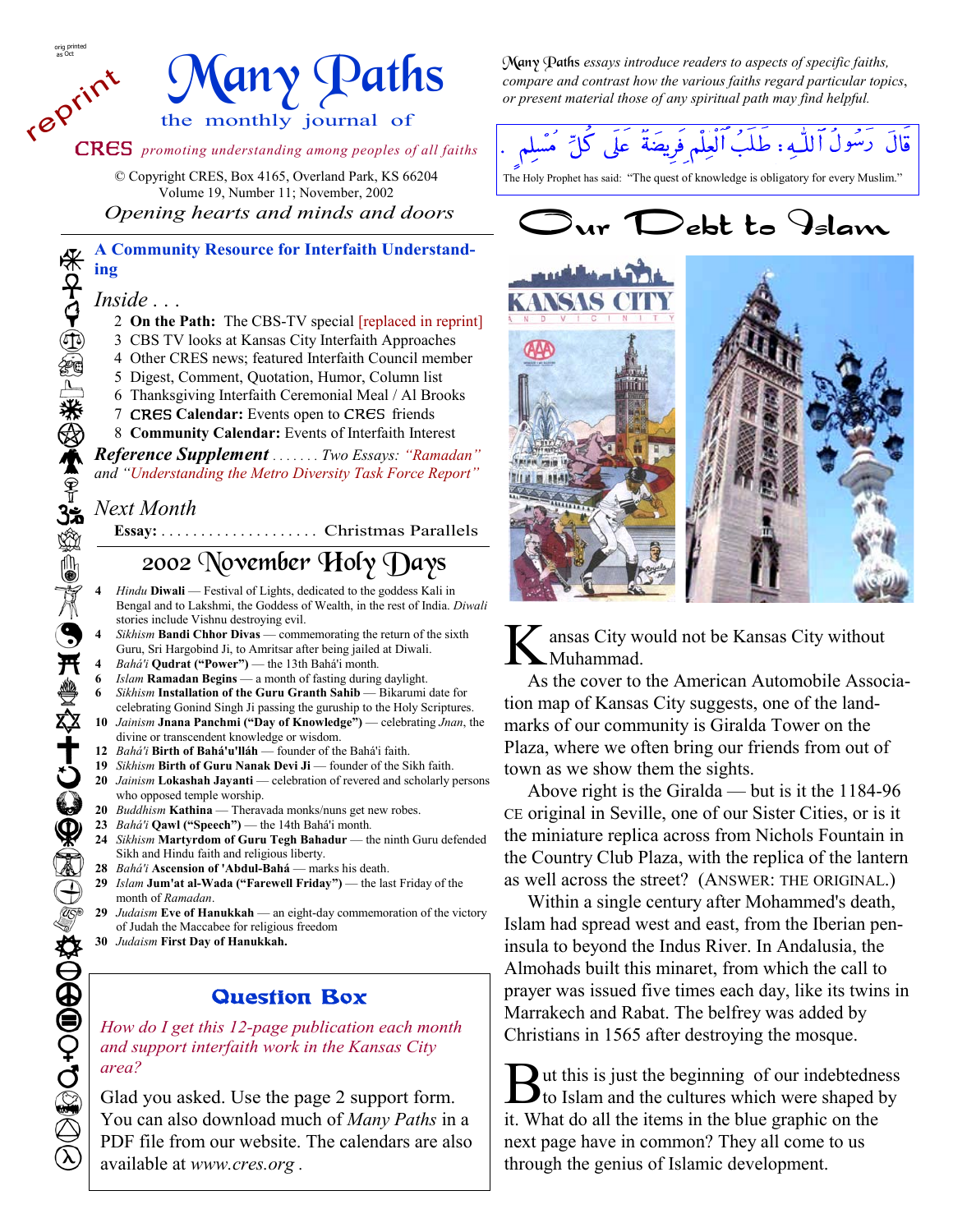orig printed as Oct

reprint

# Many Paths

the monthly journal of

CRES *promoting understanding among peoples of all faiths*

© Copyright CRES, Box 4165, Overland Park, KS 66204
Volume 19, Number 11; November, 2002

*Opening hearts and minds and doors*

### A Community Resource for Interfaith Understanding

*Inside . . .*

2 **On the Path:** The CBS-TV special [replaced in reprint]
3 CBS TV looks at Kansas City Interfaith Approaches
4 Other CRES news; featured Interfaith Council member
5 Digest, Comment, Quotation, Humor, Column list
6 Thanksgiving Interfaith Ceremonial Meal / Al Brooks
7 CRES **Calendar:** Events open to CRES friends
8 **Community Calendar:** Events of Interfaith Interest

***Reference Supplement*** . . . . . . . *Two Essays: "Ramadan" and "Understanding the Metro Diversity Task Force Report"*

*Next Month*

**Essay:** . . . . . . . . . . . . . . . . . . . . Christmas Parallels

## 2002 November Holy Days

- **4** *Hindu* **Diwali** — Festival of Lights, dedicated to the goddess Kali in Bengal and to Lakshmi, the Goddess of Wealth, in the rest of India. *Diwali* stories include Vishnu destroying evil.
- **4** *Sikhism* **Bandi Chhor Divas** — commemorating the return of the sixth Guru, Sri Hargobind Ji, to Amritsar after being jailed at Diwali.
- **4** *Bahá'í* **Qudrat ("Power")** — the 13th Bahá'í month.
- **6** *Islam* **Ramadan Begins** — a month of fasting during daylight.
- **6** *Sikhism* **Installation of the Guru Granth Sahib** — Bikarumi date for celebrating Gonind Singh Ji passing the guruship to the Holy Scriptures.
- **10** *Jainism* **Jnana Panchmi ("Day of Knowledge")** — celebrating *Jnan*, the divine or transcendent knowledge or wisdom.
- **12** *Bahá'í* **Birth of Bahá'u'lláh** — founder of the Bahá'í faith.
- **19** *Sikhism* **Birth of Guru Nanak Devi Ji** — founder of the Sikh faith.
- **20** *Jainism* **Lokashah Jayanti** — celebration of revered and scholarly persons who opposed temple worship.
- **20** *Buddhism* **Kathina** — Theravada monks/nuns get new robes.
- **23** *Bahá'í* **Qawl ("Speech")** — the 14th Bahá'í month.
- **24** *Sikhism* **Martyrdom of Guru Tegh Bahadur** — the ninth Guru defended Sikh and Hindu faith and religious liberty.
- **28** *Bahá'í* **Ascension of 'Abdul-Bahá** — marks his death.
- **29** *Islam* **Jum'at al-Wada ("Farewell Friday")** — the last Friday of the month of *Ramadan*.
- **29** *Judaism* **Eve of Hanukkah** — an eight-day commemoration of the victory of Judah the Maccabee for religious freedom
- **30** *Judaism* **First Day of Hanukkah.**

### Question Box

*How do I get this 12-page publication each month and support interfaith work in the Kansas City area?*

Glad you asked. Use the page 2 support form. You can also download much of *Many Paths* in a PDF file from our website. The calendars are also available at *www.cres.org* .

*Many Paths essays introduce readers to aspects of specific faiths, compare and contrast how the various faiths regard particular topics, or present material those of any spiritual path may find helpful.*

قَالَ رَسُولُ ٱللّٰهِ: طَلَبُ ٱلْعِلْمِ فَرِيضَةٌ عَلَى كُلِّ مُسْلِمٍ .

The Holy Prophet has said: "The quest of knowledge is obligatory for every Muslim."

## Our Debt to Islam

Kansas City would not be Kansas City without Muhammad.

As the cover to the American Automobile Association map of Kansas City suggests, one of the landmarks of our community is Giralda Tower on the Plaza, where we often bring our friends from out of town as we show them the sights.

Above right is the Giralda — but is it the 1184-96 CE original in Seville, one of our Sister Cities, or is it the miniature replica across from Nichols Fountain in the Country Club Plaza, with the replica of the lantern as well across the street? (ANSWER: THE ORIGINAL.)

Within a single century after Mohammed's death, Islam had spread west and east, from the Iberian peninsula to beyond the Indus River. In Andalusia, the Almohads built this minaret, from which the call to prayer was issued five times each day, like its twins in Marrakech and Rabat. The belfrey was added by Christians in 1565 after destroying the mosque.

But this is just the beginning of our indebtedness to Islam and the cultures which were shaped by it. What do all the items in the blue graphic on the next page have in common? They all come to us through the genius of Islamic development.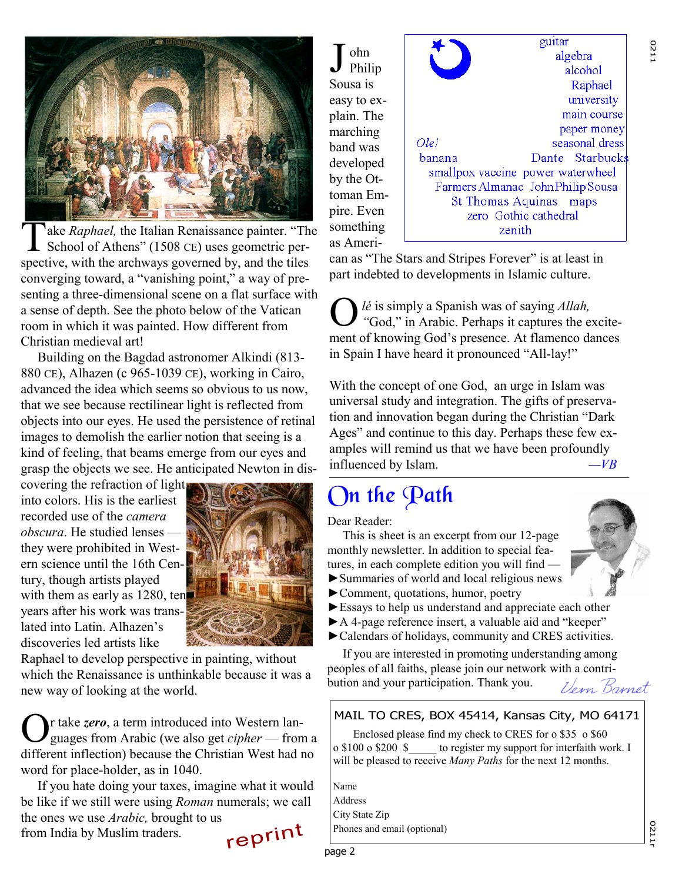Take *Raphael,* the Italian Renaissance painter. "The School of Athens" (1508 CE) uses geometric perspective, with the archways governed by, and the tiles converging toward, a "vanishing point," a way of presenting a three-dimensional scene on a flat surface with a sense of depth. See the photo below of the Vatican room in which it was painted. How different from Christian medieval art!

Building on the Bagdad astronomer Alkindi (813-880 CE), Alhazen (c 965-1039 CE), working in Cairo, advanced the idea which seems so obvious to us now, that we see because rectilinear light is reflected from objects into our eyes. He used the persistence of retinal images to demolish the earlier notion that seeing is a kind of feeling, that beams emerge from our eyes and grasp the objects we see. He anticipated Newton in discovering the refraction of light into colors. His is the earliest recorded use of the *camera obscura*. He studied lenses — they were prohibited in Western science until the 16th Century, though artists played with them as early as 1280, ten years after his work was translated into Latin. Alhazen's discoveries led artists like Raphael to develop perspective in painting, without which the Renaissance is unthinkable because it was a new way of looking at the world.

Or take ***zero***, a term introduced into Western languages from Arabic (we also get *cipher* — from a different inflection) because the Christian West had no word for place-holder, as in 1040.

If you hate doing your taxes, imagine what it would be like if we still were using *Roman* numerals; we call the ones we use *Arabic,* brought to us from India by Muslim traders.

reprint

John Philip Sousa is easy to explain. The marching band was developed by the Ottoman Empire. Even something as American as "The Stars and Stripes Forever" is at least in part indebted to developments in Islamic culture.

guitar
algebra
alcohol
Raphael
university
main course
paper money
Ole!
seasonal dress
banana
Dante
Starbucks
smallpox vaccine
power waterwheel
Farmers Almanac
John Philip Sousa
St Thomas Aquinas
maps
zero
Gothic cathedral
zenith

*Olé* is simply a Spanish was of saying *Allah,* "God," in Arabic. Perhaps it captures the excitement of knowing God's presence. At flamenco dances in Spain I have heard it pronounced "All-lay!"

With the concept of one God, an urge in Islam was universal study and integration. The gifts of preservation and innovation began during the Christian "Dark Ages" and continue to this day. Perhaps these few examples will remind us that we have been profoundly influenced by Islam. *—VB*

## On the Path

Dear Reader:

This is sheet is an excerpt from our 12-page monthly newsletter. In addition to special features, in each complete edition you will find —

- ►Summaries of world and local religious news
- ►Comment, quotations, humor, poetry
- ►Essays to help us understand and appreciate each other
- ►A 4-page reference insert, a valuable aid and "keeper"
- ►Calendars of holidays, community and CRES activities.

If you are interested in promoting understanding among peoples of all faiths, please join our network with a contribution and your participation. Thank you.

Vern Barnet

MAIL TO CRES, BOX 45414, Kansas City, MO 64171

Enclosed please find my check to CRES for o $35 o $60 o $100 o $200 $_____ to register my support for interfaith work. I will be pleased to receive *Many Paths* for the next 12 months.

Name
Address
City State Zip
Phones and email (optional)